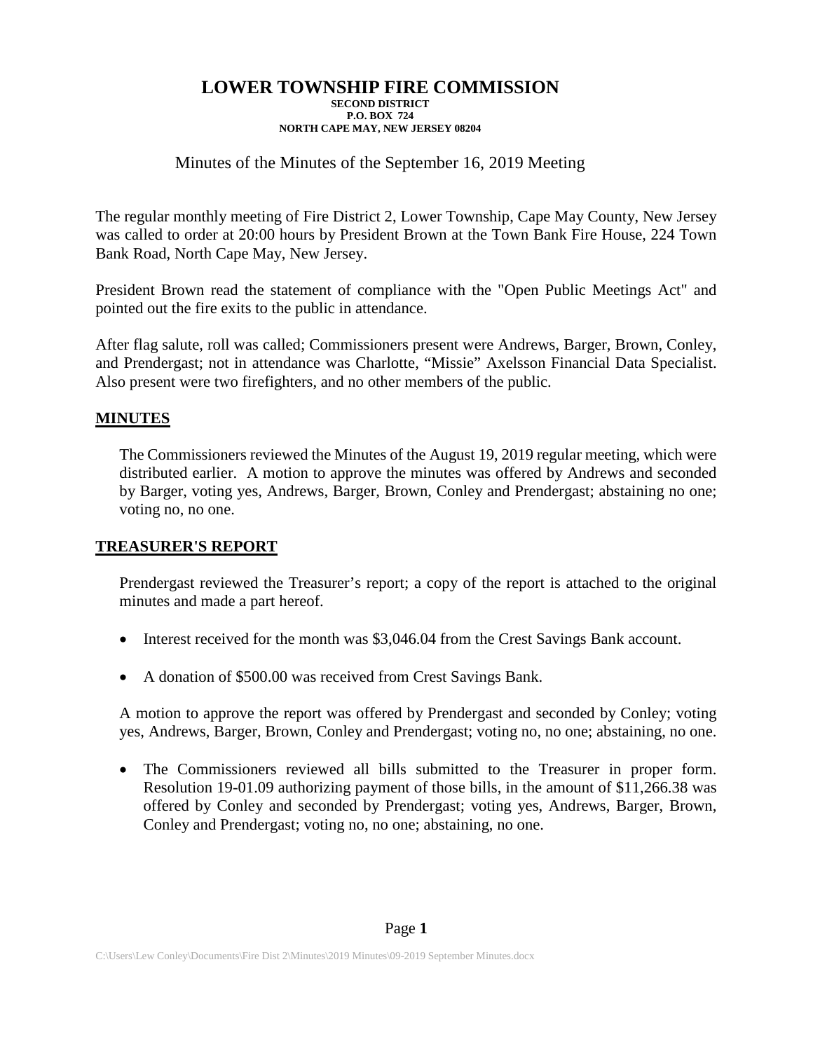# LOWER TOWNSHIP FIRE COMMISSION

**SECOND DISTRICT**
**P.O. BOX 724**
**NORTH CAPE MAY, NEW JERSEY 08204**

Minutes of the Minutes of the September 16, 2019 Meeting

The regular monthly meeting of Fire District 2, Lower Township, Cape May County, New Jersey was called to order at 20:00 hours by President Brown at the Town Bank Fire House, 224 Town Bank Road, North Cape May, New Jersey.

President Brown read the statement of compliance with the "Open Public Meetings Act" and pointed out the fire exits to the public in attendance.

After flag salute, roll was called; Commissioners present were Andrews, Barger, Brown, Conley, and Prendergast; not in attendance was Charlotte, "Missie" Axelsson Financial Data Specialist. Also present were two firefighters, and no other members of the public.

## MINUTES

The Commissioners reviewed the Minutes of the August 19, 2019 regular meeting, which were distributed earlier. A motion to approve the minutes was offered by Andrews and seconded by Barger, voting yes, Andrews, Barger, Brown, Conley and Prendergast; abstaining no one; voting no, no one.

## TREASURER'S REPORT

Prendergast reviewed the Treasurer's report; a copy of the report is attached to the original minutes and made a part hereof.

- Interest received for the month was $3,046.04 from the Crest Savings Bank account.
- A donation of $500.00 was received from Crest Savings Bank.

A motion to approve the report was offered by Prendergast and seconded by Conley; voting yes, Andrews, Barger, Brown, Conley and Prendergast; voting no, no one; abstaining, no one.

- The Commissioners reviewed all bills submitted to the Treasurer in proper form. Resolution 19-01.09 authorizing payment of those bills, in the amount of $11,266.38 was offered by Conley and seconded by Prendergast; voting yes, Andrews, Barger, Brown, Conley and Prendergast; voting no, no one; abstaining, no one.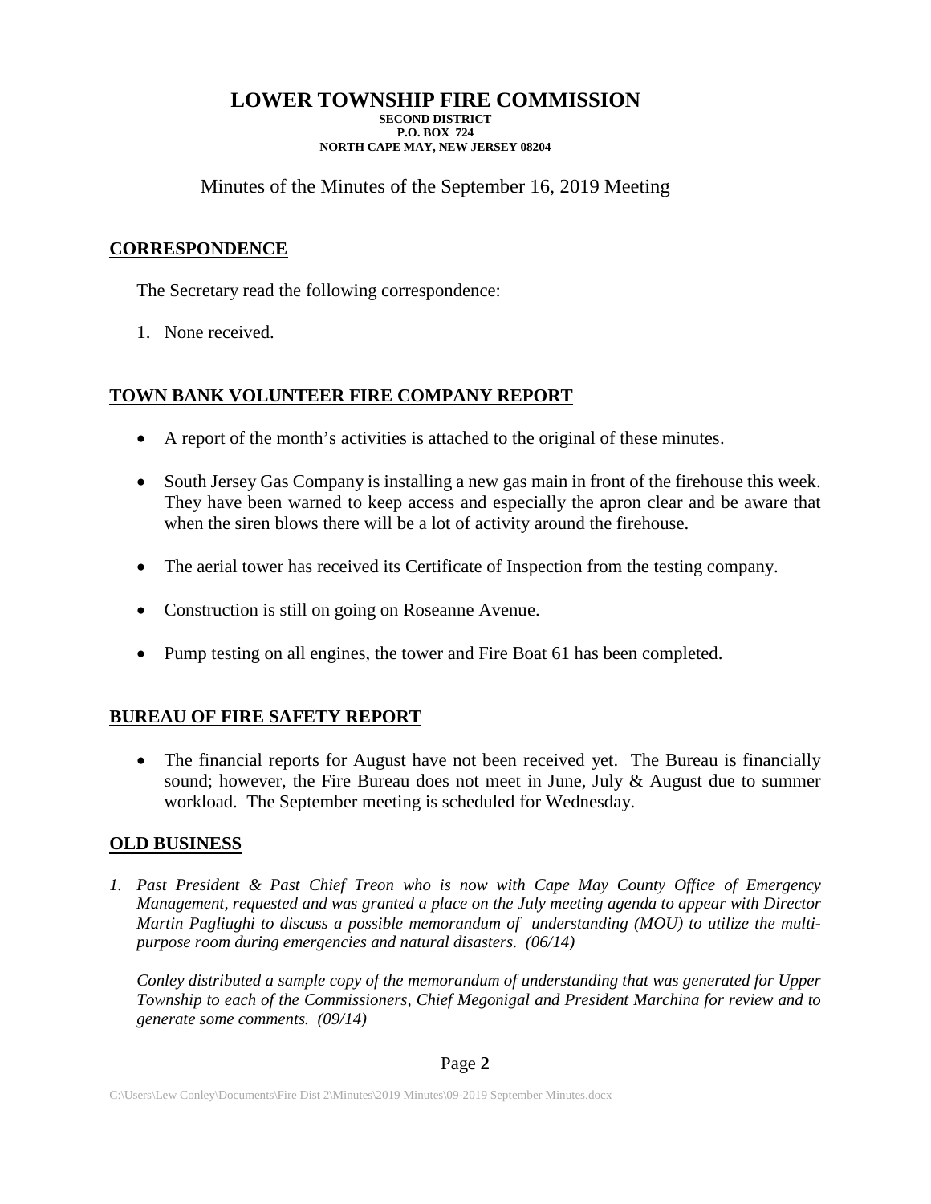# LOWER TOWNSHIP FIRE COMMISSION

**SECOND DISTRICT**
**P.O. BOX 724**
**NORTH CAPE MAY, NEW JERSEY 08204**

Minutes of the Minutes of the September 16, 2019 Meeting

## CORRESPONDENCE

The Secretary read the following correspondence:

1. None received.

## TOWN BANK VOLUNTEER FIRE COMPANY REPORT

- A report of the month's activities is attached to the original of these minutes.
- South Jersey Gas Company is installing a new gas main in front of the firehouse this week. They have been warned to keep access and especially the apron clear and be aware that when the siren blows there will be a lot of activity around the firehouse.
- The aerial tower has received its Certificate of Inspection from the testing company.
- Construction is still on going on Roseanne Avenue.
- Pump testing on all engines, the tower and Fire Boat 61 has been completed.

## BUREAU OF FIRE SAFETY REPORT

- The financial reports for August have not been received yet. The Bureau is financially sound; however, the Fire Bureau does not meet in June, July & August due to summer workload. The September meeting is scheduled for Wednesday.

## OLD BUSINESS

1. *Past President & Past Chief Treon who is now with Cape May County Office of Emergency Management, requested and was granted a place on the July meeting agenda to appear with Director Martin Pagliughi to discuss a possible memorandum of understanding (MOU) to utilize the multi-purpose room during emergencies and natural disasters. (06/14)*

   *Conley distributed a sample copy of the memorandum of understanding that was generated for Upper Township to each of the Commissioners, Chief Megonigal and President Marchina for review and to generate some comments. (09/14)*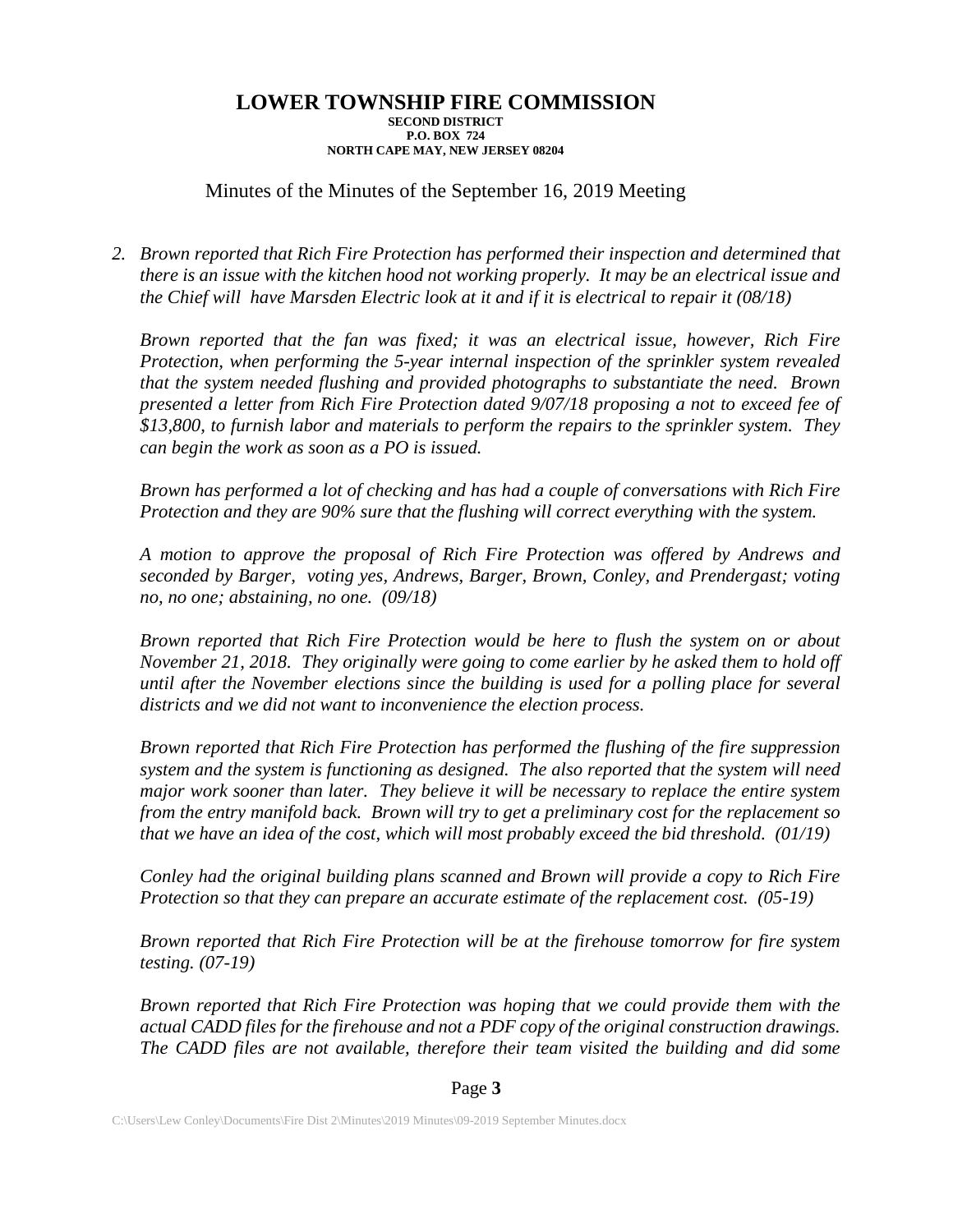# LOWER TOWNSHIP FIRE COMMISSION

**SECOND DISTRICT**
**P.O. BOX 724**
**NORTH CAPE MAY, NEW JERSEY 08204**

Minutes of the Minutes of the September 16, 2019 Meeting

2. *Brown reported that Rich Fire Protection has performed their inspection and determined that there is an issue with the kitchen hood not working properly. It may be an electrical issue and the Chief will have Marsden Electric look at it and if it is electrical to repair it (08/18)*

   *Brown reported that the fan was fixed; it was an electrical issue, however, Rich Fire Protection, when performing the 5-year internal inspection of the sprinkler system revealed that the system needed flushing and provided photographs to substantiate the need. Brown presented a letter from Rich Fire Protection dated 9/07/18 proposing a not to exceed fee of $13,800, to furnish labor and materials to perform the repairs to the sprinkler system. They can begin the work as soon as a PO is issued.*

   *Brown has performed a lot of checking and has had a couple of conversations with Rich Fire Protection and they are 90% sure that the flushing will correct everything with the system.*

   *A motion to approve the proposal of Rich Fire Protection was offered by Andrews and seconded by Barger, voting yes, Andrews, Barger, Brown, Conley, and Prendergast; voting no, no one; abstaining, no one. (09/18)*

   *Brown reported that Rich Fire Protection would be here to flush the system on or about November 21, 2018. They originally were going to come earlier by he asked them to hold off until after the November elections since the building is used for a polling place for several districts and we did not want to inconvenience the election process.*

   *Brown reported that Rich Fire Protection has performed the flushing of the fire suppression system and the system is functioning as designed. The also reported that the system will need major work sooner than later. They believe it will be necessary to replace the entire system from the entry manifold back. Brown will try to get a preliminary cost for the replacement so that we have an idea of the cost, which will most probably exceed the bid threshold. (01/19)*

   *Conley had the original building plans scanned and Brown will provide a copy to Rich Fire Protection so that they can prepare an accurate estimate of the replacement cost. (05-19)*

   *Brown reported that Rich Fire Protection will be at the firehouse tomorrow for fire system testing. (07-19)*

   *Brown reported that Rich Fire Protection was hoping that we could provide them with the actual CADD files for the firehouse and not a PDF copy of the original construction drawings. The CADD files are not available, therefore their team visited the building and did some*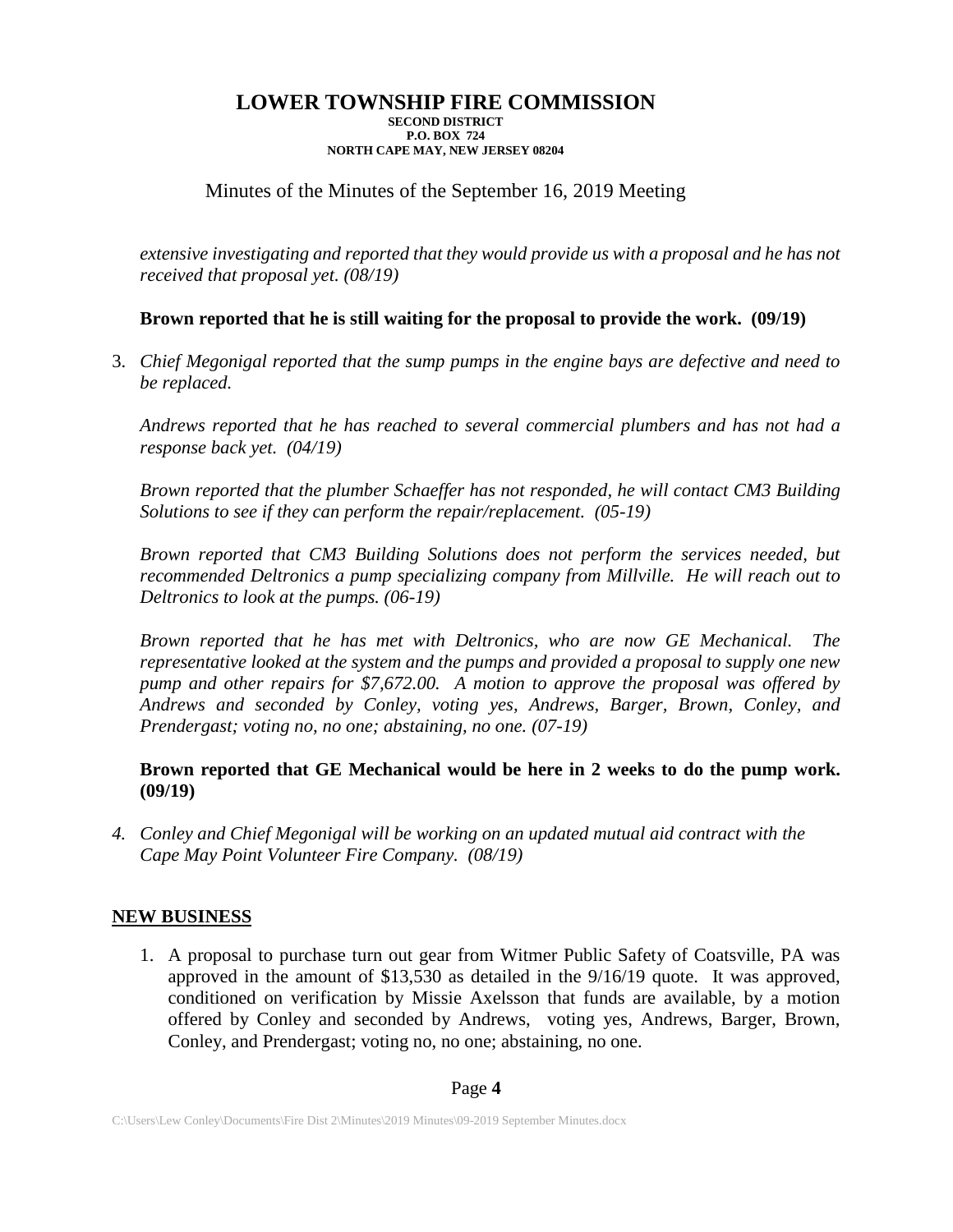*extensive investigating and reported that they would provide us with a proposal and he has not received that proposal yet. (08/19)*

**Brown reported that he is still waiting for the proposal to provide the work. (09/19)**

3. *Chief Megonigal reported that the sump pumps in the engine bays are defective and need to be replaced.*

   *Andrews reported that he has reached to several commercial plumbers and has not had a response back yet. (04/19)*

   *Brown reported that the plumber Schaeffer has not responded, he will contact CM3 Building Solutions to see if they can perform the repair/replacement. (05-19)*

   *Brown reported that CM3 Building Solutions does not perform the services needed, but recommended Deltronics a pump specializing company from Millville. He will reach out to Deltronics to look at the pumps. (06-19)*

   *Brown reported that he has met with Deltronics, who are now GE Mechanical. The representative looked at the system and the pumps and provided a proposal to supply one new pump and other repairs for $7,672.00. A motion to approve the proposal was offered by Andrews and seconded by Conley, voting yes, Andrews, Barger, Brown, Conley, and Prendergast; voting no, no one; abstaining, no one. (07-19)*

   **Brown reported that GE Mechanical would be here in 2 weeks to do the pump work. (09/19)**

4. *Conley and Chief Megonigal will be working on an updated mutual aid contract with the Cape May Point Volunteer Fire Company. (08/19)*

## NEW BUSINESS

1. A proposal to purchase turn out gear from Witmer Public Safety of Coatsville, PA was approved in the amount of $13,530 as detailed in the 9/16/19 quote. It was approved, conditioned on verification by Missie Axelsson that funds are available, by a motion offered by Conley and seconded by Andrews, voting yes, Andrews, Barger, Brown, Conley, and Prendergast; voting no, no one; abstaining, no one.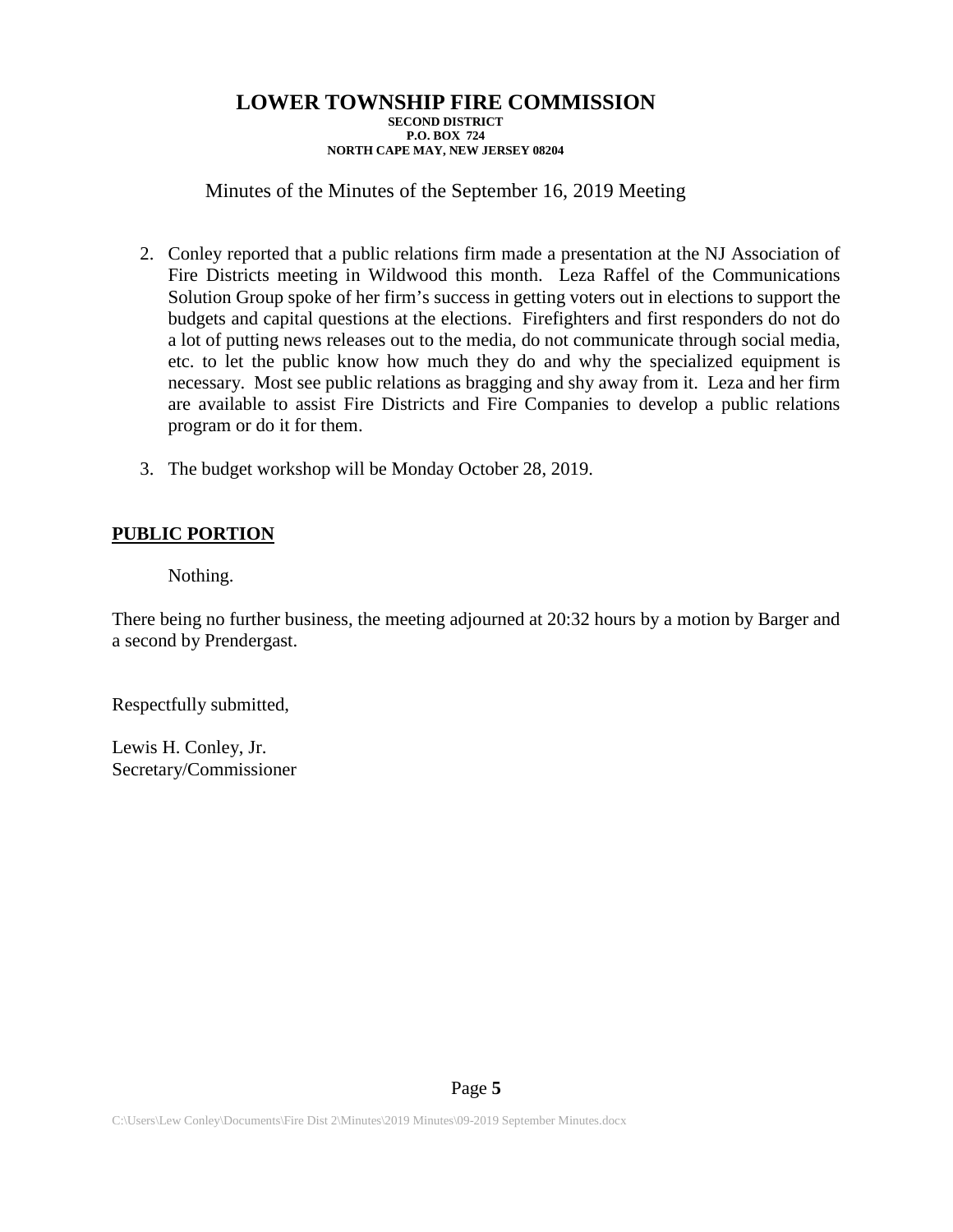2. Conley reported that a public relations firm made a presentation at the NJ Association of Fire Districts meeting in Wildwood this month. Leza Raffel of the Communications Solution Group spoke of her firm's success in getting voters out in elections to support the budgets and capital questions at the elections. Firefighters and first responders do not do a lot of putting news releases out to the media, do not communicate through social media, etc. to let the public know how much they do and why the specialized equipment is necessary. Most see public relations as bragging and shy away from it. Leza and her firm are available to assist Fire Districts and Fire Companies to develop a public relations program or do it for them.

3. The budget workshop will be Monday October 28, 2019.

## PUBLIC PORTION

Nothing.

There being no further business, the meeting adjourned at 20:32 hours by a motion by Barger and a second by Prendergast.

Respectfully submitted,

Lewis H. Conley, Jr.
Secretary/Commissioner